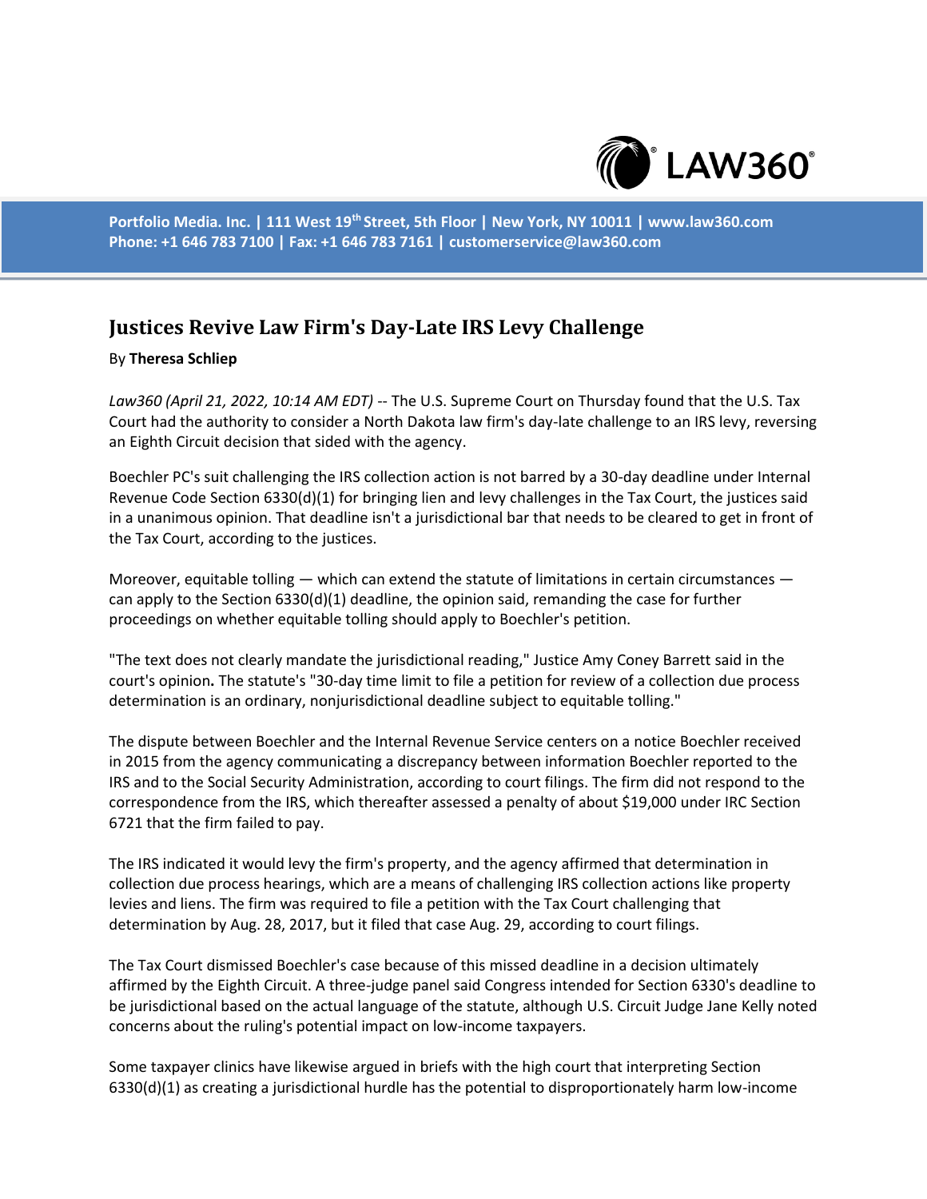# Justices Revive Law Firm's Day-Late IRS Levy Challenge

By **Theresa Schliep**

*Law360 (April 21, 2022, 10:14 AM EDT)* -- The U.S. Supreme Court on Thursday found that the U.S. Tax Court had the authority to consider a North Dakota law firm's day-late challenge to an IRS levy, reversing an Eighth Circuit decision that sided with the agency.

Boechler PC's suit challenging the IRS collection action is not barred by a 30-day deadline under Internal Revenue Code Section 6330(d)(1) for bringing lien and levy challenges in the Tax Court, the justices said in a unanimous opinion. That deadline isn't a jurisdictional bar that needs to be cleared to get in front of the Tax Court, according to the justices.

Moreover, equitable tolling — which can extend the statute of limitations in certain circumstances — can apply to the Section 6330(d)(1) deadline, the opinion said, remanding the case for further proceedings on whether equitable tolling should apply to Boechler's petition.

"The text does not clearly mandate the jurisdictional reading," Justice Amy Coney Barrett said in the court's opinion**.** The statute's "30-day time limit to file a petition for review of a collection due process determination is an ordinary, nonjurisdictional deadline subject to equitable tolling."

The dispute between Boechler and the Internal Revenue Service centers on a notice Boechler received in 2015 from the agency communicating a discrepancy between information Boechler reported to the IRS and to the Social Security Administration, according to court filings. The firm did not respond to the correspondence from the IRS, which thereafter assessed a penalty of about $19,000 under IRC Section 6721 that the firm failed to pay.

The IRS indicated it would levy the firm's property, and the agency affirmed that determination in collection due process hearings, which are a means of challenging IRS collection actions like property levies and liens. The firm was required to file a petition with the Tax Court challenging that determination by Aug. 28, 2017, but it filed that case Aug. 29, according to court filings.

The Tax Court dismissed Boechler's case because of this missed deadline in a decision ultimately affirmed by the Eighth Circuit. A three-judge panel said Congress intended for Section 6330's deadline to be jurisdictional based on the actual language of the statute, although U.S. Circuit Judge Jane Kelly noted concerns about the ruling's potential impact on low-income taxpayers.

Some taxpayer clinics have likewise argued in briefs with the high court that interpreting Section 6330(d)(1) as creating a jurisdictional hurdle has the potential to disproportionately harm low-income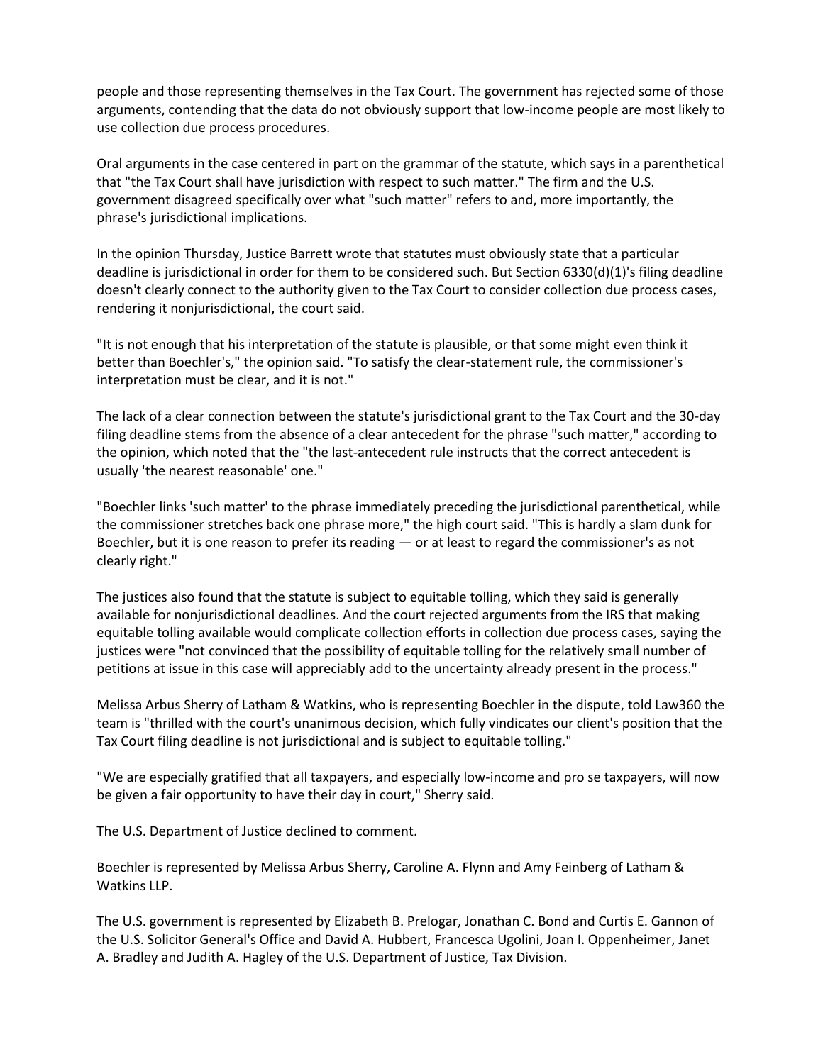people and those representing themselves in the Tax Court. The government has rejected some of those arguments, contending that the data do not obviously support that low-income people are most likely to use collection due process procedures.

Oral arguments in the case centered in part on the grammar of the statute, which says in a parenthetical that "the Tax Court shall have jurisdiction with respect to such matter." The firm and the U.S. government disagreed specifically over what "such matter" refers to and, more importantly, the phrase's jurisdictional implications.

In the opinion Thursday, Justice Barrett wrote that statutes must obviously state that a particular deadline is jurisdictional in order for them to be considered such. But Section 6330(d)(1)'s filing deadline doesn't clearly connect to the authority given to the Tax Court to consider collection due process cases, rendering it nonjurisdictional, the court said.

"It is not enough that his interpretation of the statute is plausible, or that some might even think it better than Boechler's," the opinion said. "To satisfy the clear-statement rule, the commissioner's interpretation must be clear, and it is not."

The lack of a clear connection between the statute's jurisdictional grant to the Tax Court and the 30-day filing deadline stems from the absence of a clear antecedent for the phrase "such matter," according to the opinion, which noted that the "the last-antecedent rule instructs that the correct antecedent is usually 'the nearest reasonable' one."

"Boechler links 'such matter' to the phrase immediately preceding the jurisdictional parenthetical, while the commissioner stretches back one phrase more," the high court said. "This is hardly a slam dunk for Boechler, but it is one reason to prefer its reading — or at least to regard the commissioner's as not clearly right."

The justices also found that the statute is subject to equitable tolling, which they said is generally available for nonjurisdictional deadlines. And the court rejected arguments from the IRS that making equitable tolling available would complicate collection efforts in collection due process cases, saying the justices were "not convinced that the possibility of equitable tolling for the relatively small number of petitions at issue in this case will appreciably add to the uncertainty already present in the process."

Melissa Arbus Sherry of Latham & Watkins, who is representing Boechler in the dispute, told Law360 the team is "thrilled with the court's unanimous decision, which fully vindicates our client's position that the Tax Court filing deadline is not jurisdictional and is subject to equitable tolling."

"We are especially gratified that all taxpayers, and especially low-income and pro se taxpayers, will now be given a fair opportunity to have their day in court," Sherry said.

The U.S. Department of Justice declined to comment.

Boechler is represented by Melissa Arbus Sherry, Caroline A. Flynn and Amy Feinberg of Latham & Watkins LLP.

The U.S. government is represented by Elizabeth B. Prelogar, Jonathan C. Bond and Curtis E. Gannon of the U.S. Solicitor General's Office and David A. Hubbert, Francesca Ugolini, Joan I. Oppenheimer, Janet A. Bradley and Judith A. Hagley of the U.S. Department of Justice, Tax Division.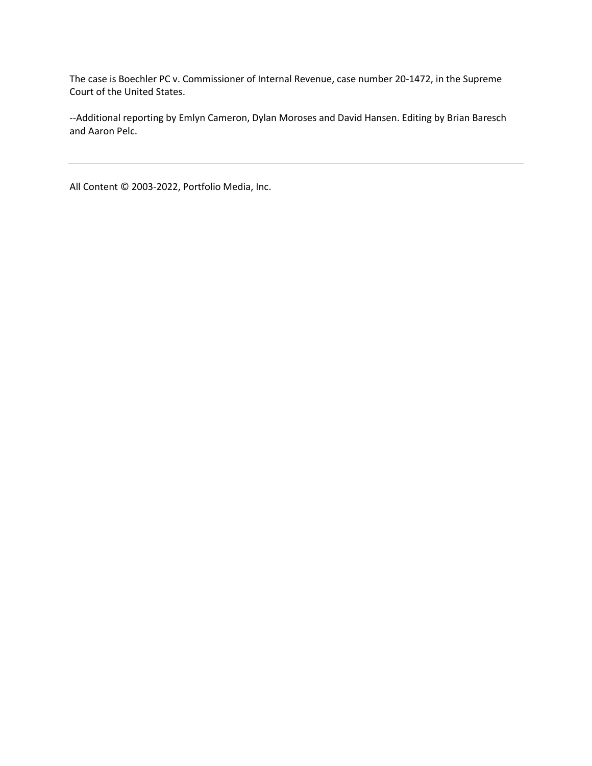The case is Boechler PC v. Commissioner of Internal Revenue, case number 20-1472, in the Supreme Court of the United States.

--Additional reporting by Emlyn Cameron, Dylan Moroses and David Hansen. Editing by Brian Baresch and Aaron Pelc.

---

All Content © 2003-2022, Portfolio Media, Inc.